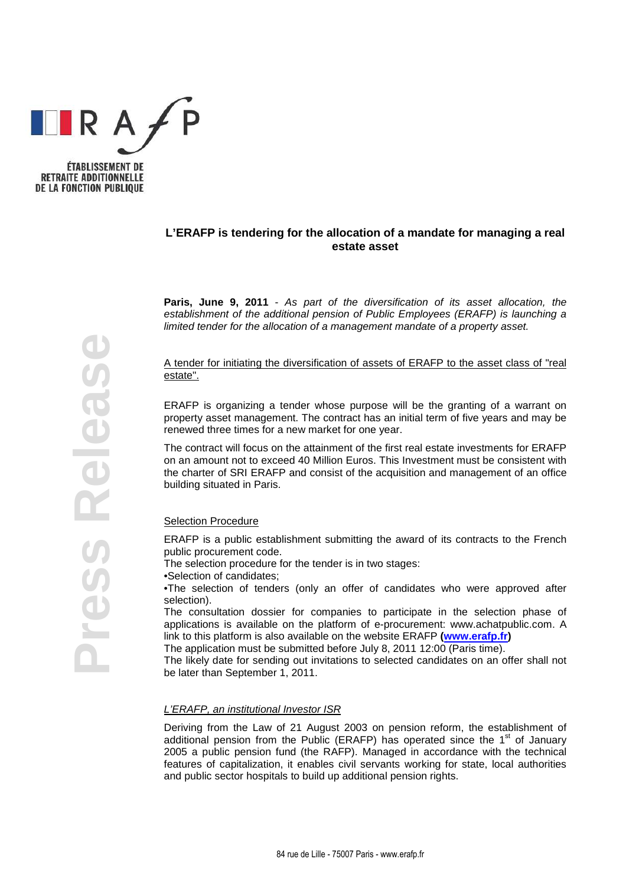ÉTABLISSEMENT DE RETRAITE ADDITIONNELLE DE LA FONCTION PUBLIQUE

Press Release

# L'ERAFP is tendering for the allocation of a mandate for managing a real estate asset

**Paris, June 9, 2011** - *As part of the diversification of its asset allocation, the establishment of the additional pension of Public Employees (ERAFP) is launching a limited tender for the allocation of a management mandate of a property asset.*

## A tender for initiating the diversification of assets of ERAFP to the asset class of "real estate".

ERAFP is organizing a tender whose purpose will be the granting of a warrant on property asset management. The contract has an initial term of five years and may be renewed three times for a new market for one year.

The contract will focus on the attainment of the first real estate investments for ERAFP on an amount not to exceed 40 Million Euros. This Investment must be consistent with the charter of SRI ERAFP and consist of the acquisition and management of an office building situated in Paris.

## Selection Procedure

ERAFP is a public establishment submitting the award of its contracts to the French public procurement code.

The selection procedure for the tender is in two stages:

- Selection of candidates;
- The selection of tenders (only an offer of candidates who were approved after selection).

The consultation dossier for companies to participate in the selection phase of applications is available on the platform of e-procurement: www.achatpublic.com. A link to this platform is also available on the website ERAFP **(www.erafp.fr)**

The application must be submitted before July 8, 2011 12:00 (Paris time).

The likely date for sending out invitations to selected candidates on an offer shall not be later than September 1, 2011.

## *L'ERAFP, an institutional Investor ISR*

Deriving from the Law of 21 August 2003 on pension reform, the establishment of additional pension from the Public (ERAFP) has operated since the 1st of January 2005 a public pension fund (the RAFP). Managed in accordance with the technical features of capitalization, it enables civil servants working for state, local authorities and public sector hospitals to build up additional pension rights.

84 rue de Lille - 75007 Paris - www.erafp.fr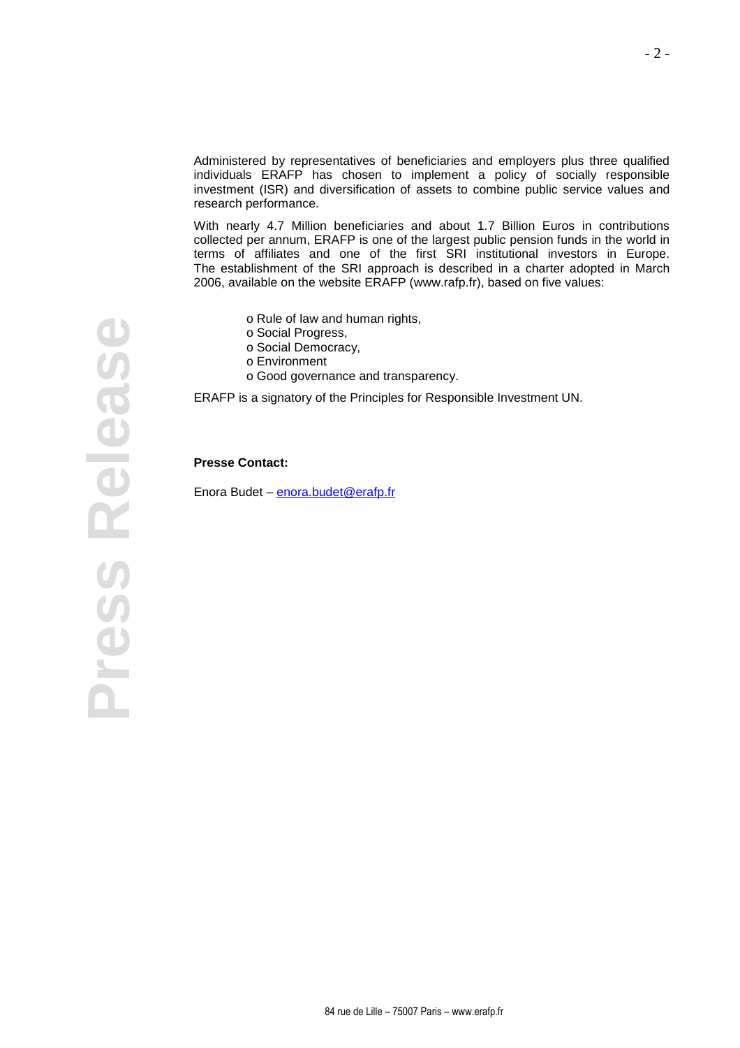Administered by representatives of beneficiaries and employers plus three qualified individuals ERAFP has chosen to implement a policy of socially responsible investment (ISR) and diversification of assets to combine public service values and research performance.

With nearly 4.7 Million beneficiaries and about 1.7 Billion Euros in contributions collected per annum, ERAFP is one of the largest public pension funds in the world in terms of affiliates and one of the first SRI institutional investors in Europe. The establishment of the SRI approach is described in a charter adopted in March 2006, available on the website ERAFP (www.rafp.fr), based on five values:

- Rule of law and human rights,
- Social Progress,
- Social Democracy,
- Environment
- Good governance and transparency.

ERAFP is a signatory of the Principles for Responsible Investment UN.

**Presse Contact:**

Enora Budet – enora.budet@erafp.fr

84 rue de Lille – 75007 Paris – www.erafp.fr